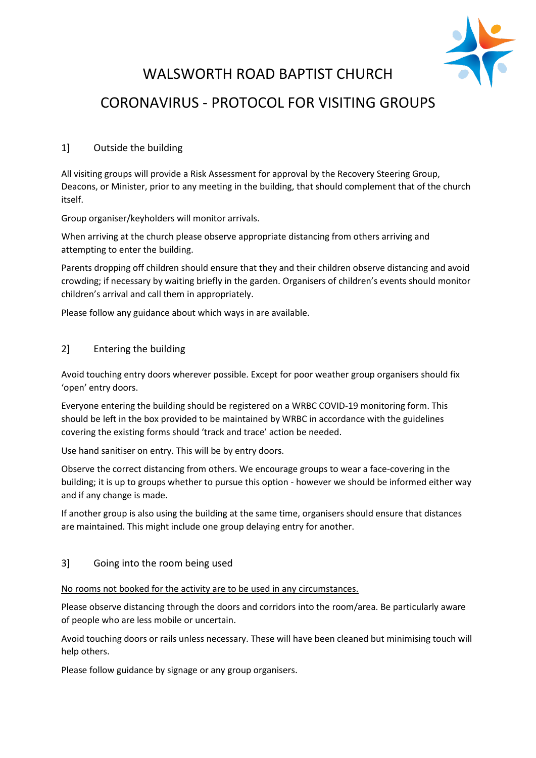# WALSWORTH ROAD BAPTIST CHURCH

# CORONAVIRUS - PROTOCOL FOR VISITING GROUPS

## 1] Outside the building

All visiting groups will provide a Risk Assessment for approval by the Recovery Steering Group, Deacons, or Minister, prior to any meeting in the building, that should complement that of the church itself.

Group organiser/keyholders will monitor arrivals.

When arriving at the church please observe appropriate distancing from others arriving and attempting to enter the building.

Parents dropping off children should ensure that they and their children observe distancing and avoid crowding; if necessary by waiting briefly in the garden. Organisers of children's events should monitor children's arrival and call them in appropriately.

Please follow any guidance about which ways in are available.

## 2] Entering the building

Avoid touching entry doors wherever possible. Except for poor weather group organisers should fix 'open' entry doors.

Everyone entering the building should be registered on a WRBC COVID-19 monitoring form. This should be left in the box provided to be maintained by WRBC in accordance with the guidelines covering the existing forms should 'track and trace' action be needed.

Use hand sanitiser on entry. This will be by entry doors.

Observe the correct distancing from others. We encourage groups to wear a face-covering in the building; it is up to groups whether to pursue this option - however we should be informed either way and if any change is made.

If another group is also using the building at the same time, organisers should ensure that distances are maintained. This might include one group delaying entry for another.

## 3] Going into the room being used

<u>No rooms not booked for the activity are to be used in any circumstances.</u>

Please observe distancing through the doors and corridors into the room/area. Be particularly aware of people who are less mobile or uncertain.

Avoid touching doors or rails unless necessary. These will have been cleaned but minimising touch will help others.

Please follow guidance by signage or any group organisers.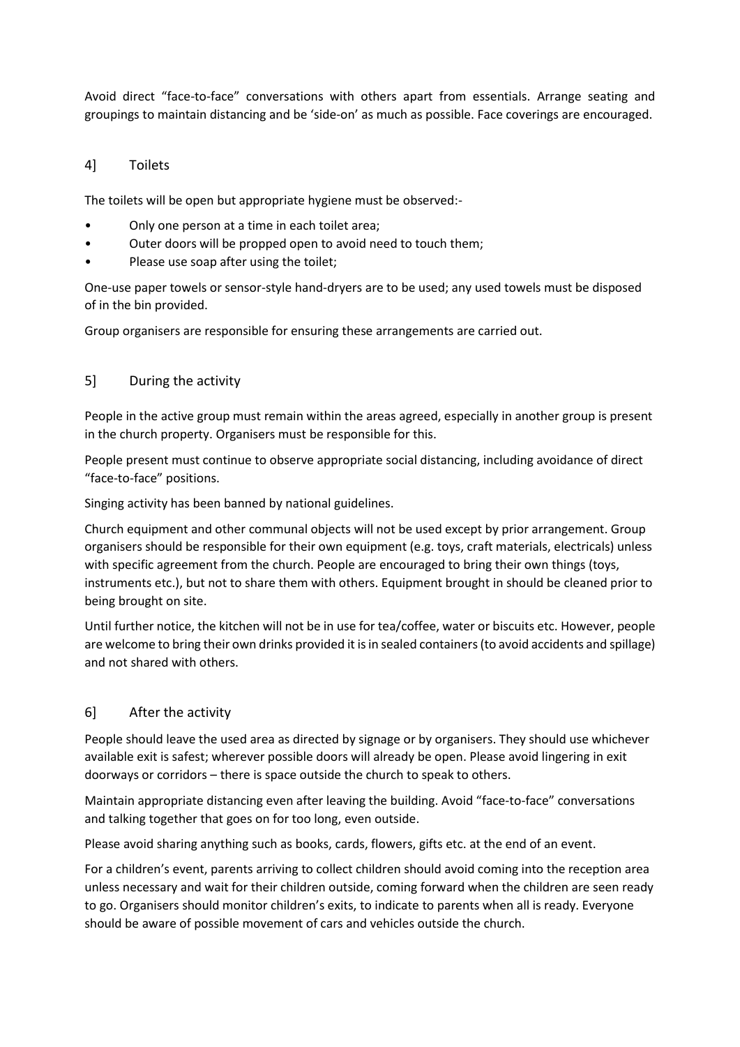Avoid direct "face-to-face" conversations with others apart from essentials. Arrange seating and groupings to maintain distancing and be 'side-on' as much as possible. Face coverings are encouraged.

## 4] Toilets

The toilets will be open but appropriate hygiene must be observed:-

- Only one person at a time in each toilet area;
- Outer doors will be propped open to avoid need to touch them;
- Please use soap after using the toilet;

One-use paper towels or sensor-style hand-dryers are to be used; any used towels must be disposed of in the bin provided.

Group organisers are responsible for ensuring these arrangements are carried out.

## 5] During the activity

People in the active group must remain within the areas agreed, especially in another group is present in the church property. Organisers must be responsible for this.

People present must continue to observe appropriate social distancing, including avoidance of direct "face-to-face" positions.

Singing activity has been banned by national guidelines.

Church equipment and other communal objects will not be used except by prior arrangement. Group organisers should be responsible for their own equipment (e.g. toys, craft materials, electricals) unless with specific agreement from the church. People are encouraged to bring their own things (toys, instruments etc.), but not to share them with others. Equipment brought in should be cleaned prior to being brought on site.

Until further notice, the kitchen will not be in use for tea/coffee, water or biscuits etc. However, people are welcome to bring their own drinks provided it is in sealed containers (to avoid accidents and spillage) and not shared with others.

## 6] After the activity

People should leave the used area as directed by signage or by organisers. They should use whichever available exit is safest; wherever possible doors will already be open. Please avoid lingering in exit doorways or corridors – there is space outside the church to speak to others.

Maintain appropriate distancing even after leaving the building. Avoid "face-to-face" conversations and talking together that goes on for too long, even outside.

Please avoid sharing anything such as books, cards, flowers, gifts etc. at the end of an event.

For a children's event, parents arriving to collect children should avoid coming into the reception area unless necessary and wait for their children outside, coming forward when the children are seen ready to go. Organisers should monitor children's exits, to indicate to parents when all is ready. Everyone should be aware of possible movement of cars and vehicles outside the church.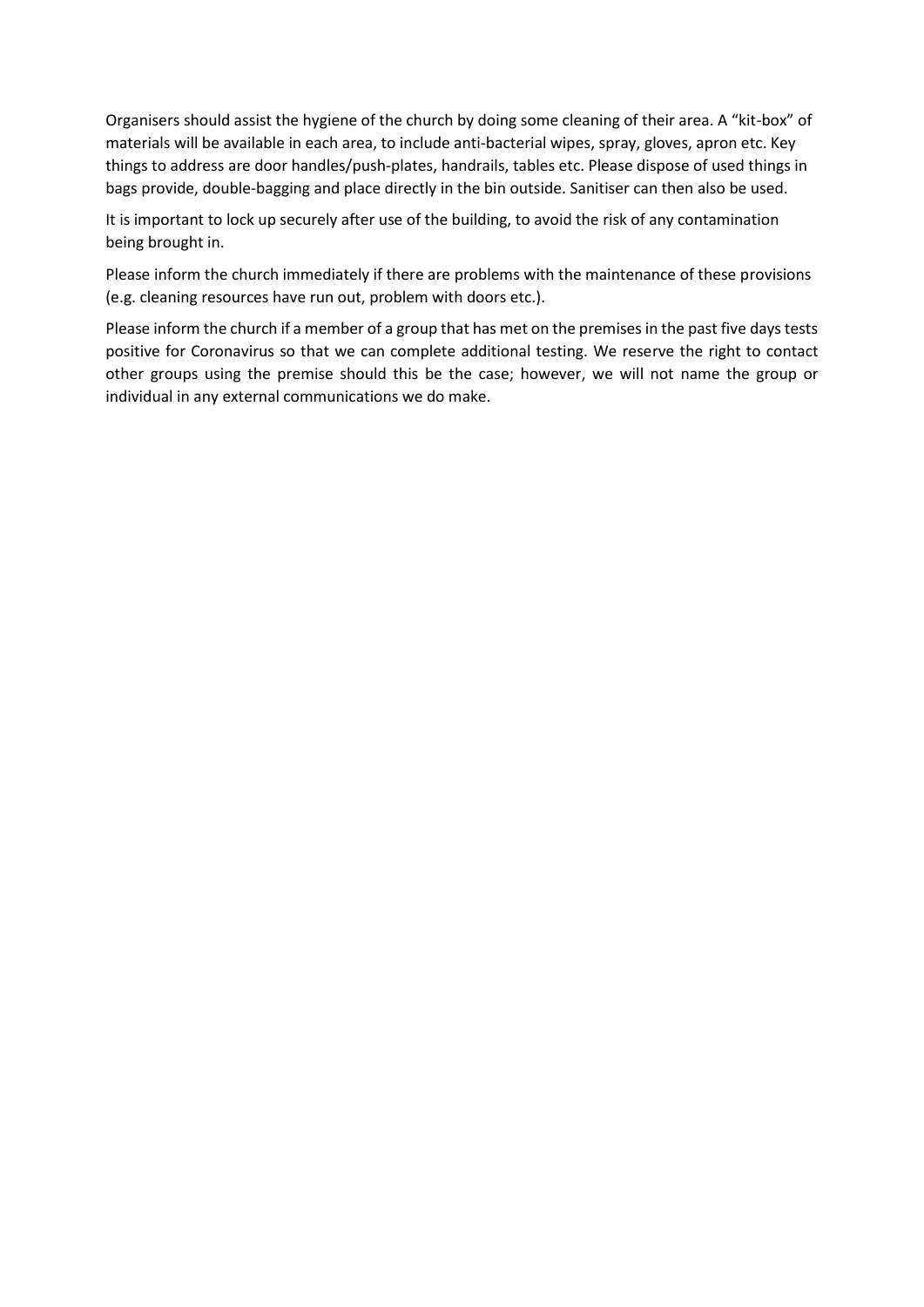Organisers should assist the hygiene of the church by doing some cleaning of their area. A "kit-box" of materials will be available in each area, to include anti-bacterial wipes, spray, gloves, apron etc. Key things to address are door handles/push-plates, handrails, tables etc. Please dispose of used things in bags provide, double-bagging and place directly in the bin outside. Sanitiser can then also be used.

It is important to lock up securely after use of the building, to avoid the risk of any contamination being brought in.

Please inform the church immediately if there are problems with the maintenance of these provisions (e.g. cleaning resources have run out, problem with doors etc.).

Please inform the church if a member of a group that has met on the premises in the past five days tests positive for Coronavirus so that we can complete additional testing. We reserve the right to contact other groups using the premise should this be the case; however, we will not name the group or individual in any external communications we do make.